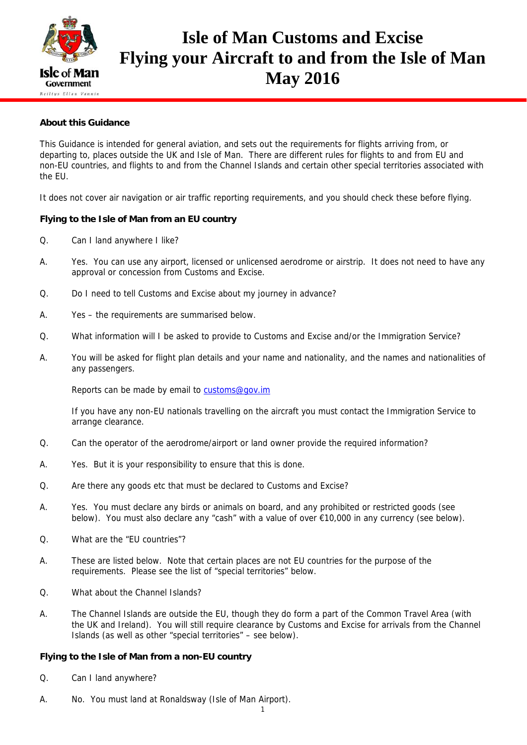# Isle of Man Customs and Excise
# Flying your Aircraft to and from the Isle of Man
# May 2016

**About this Guidance**

This Guidance is intended for general aviation, and sets out the requirements for flights arriving from, or departing to, places outside the UK and Isle of Man. There are different rules for flights to and from EU and non-EU countries, and flights to and from the Channel Islands and certain other special territories associated with the EU.

It does not cover air navigation or air traffic reporting requirements, and you should check these before flying.

**Flying to the Isle of Man from an EU country**

Q. Can I land anywhere I like?

A. Yes. You can use any airport, licensed or unlicensed aerodrome or airstrip. It does not need to have any approval or concession from Customs and Excise.

Q. Do I need to tell Customs and Excise about my journey in advance?

A. Yes – the requirements are summarised below.

Q. What information will I be asked to provide to Customs and Excise and/or the Immigration Service?

A. You will be asked for flight plan details and your name and nationality, and the names and nationalities of any passengers.

Reports can be made by email to customs@gov.im

If you have any non-EU nationals travelling on the aircraft you must contact the Immigration Service to arrange clearance.

Q. Can the operator of the aerodrome/airport or land owner provide the required information?

A. Yes. But it is your responsibility to ensure that this is done.

Q. Are there any goods etc that must be declared to Customs and Excise?

A. Yes. You must declare any birds or animals on board, and any prohibited or restricted goods (see below). You must also declare any "cash" with a value of over €10,000 in any currency (see below).

Q. What are the "EU countries"?

A. These are listed below. Note that certain places are not EU countries for the purpose of the requirements. Please see the list of "special territories" below.

Q. What about the Channel Islands?

A. The Channel Islands are outside the EU, though they do form a part of the Common Travel Area (with the UK and Ireland). You will still require clearance by Customs and Excise for arrivals from the Channel Islands (as well as other "special territories" – see below).

**Flying to the Isle of Man from a non-EU country**

Q. Can I land anywhere?

A. No. You must land at Ronaldsway (Isle of Man Airport).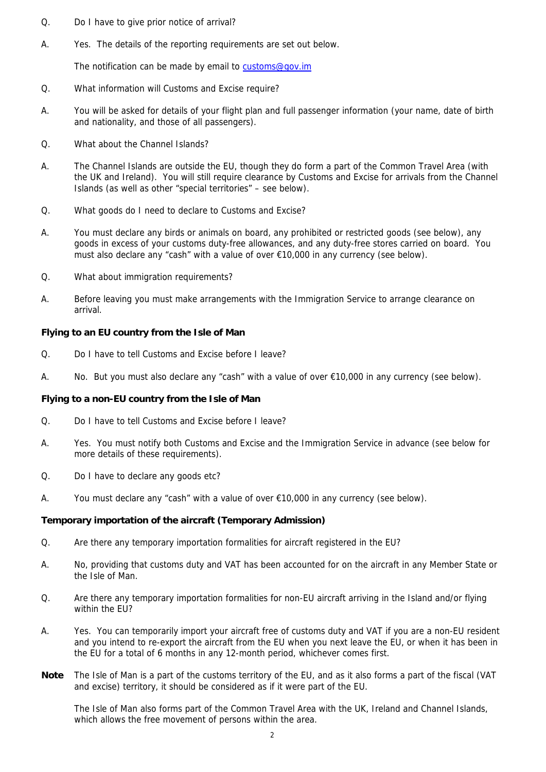Q. Do I have to give prior notice of arrival?

A. Yes. The details of the reporting requirements are set out below.

The notification can be made by email to [customs@gov.im](mailto:customs@gov.im)

Q. What information will Customs and Excise require?

A. You will be asked for details of your flight plan and full passenger information (your name, date of birth and nationality, and those of all passengers).

Q. What about the Channel Islands?

A. The Channel Islands are outside the EU, though they do form a part of the Common Travel Area (with the UK and Ireland). You will still require clearance by Customs and Excise for arrivals from the Channel Islands (as well as other "special territories" – see below).

Q. What goods do I need to declare to Customs and Excise?

A. You must declare any birds or animals on board, any prohibited or restricted goods (see below), any goods in excess of your customs duty-free allowances, and any duty-free stores carried on board. You must also declare any "cash" with a value of over €10,000 in any currency (see below).

Q. What about immigration requirements?

A. Before leaving you must make arrangements with the Immigration Service to arrange clearance on arrival.

**Flying to an EU country from the Isle of Man**

Q. Do I have to tell Customs and Excise before I leave?

A. No. But you must also declare any "cash" with a value of over €10,000 in any currency (see below).

**Flying to a non-EU country from the Isle of Man**

Q. Do I have to tell Customs and Excise before I leave?

A. Yes. You must notify both Customs and Excise and the Immigration Service in advance (see below for more details of these requirements).

Q. Do I have to declare any goods etc?

A. You must declare any "cash" with a value of over €10,000 in any currency (see below).

**Temporary importation of the aircraft (Temporary Admission)**

Q. Are there any temporary importation formalities for aircraft registered in the EU?

A. No, providing that customs duty and VAT has been accounted for on the aircraft in any Member State or the Isle of Man.

Q. Are there any temporary importation formalities for non-EU aircraft arriving in the Island and/or flying within the EU?

A. Yes. You can temporarily import your aircraft free of customs duty and VAT if you are a non-EU resident and you intend to re-export the aircraft from the EU when you next leave the EU, or when it has been in the EU for a total of 6 months in any 12-month period, whichever comes first.

**Note** The Isle of Man is a part of the customs territory of the EU, and as it also forms a part of the fiscal (VAT and excise) territory, it should be considered as if it were part of the EU.

The Isle of Man also forms part of the Common Travel Area with the UK, Ireland and Channel Islands, which allows the free movement of persons within the area.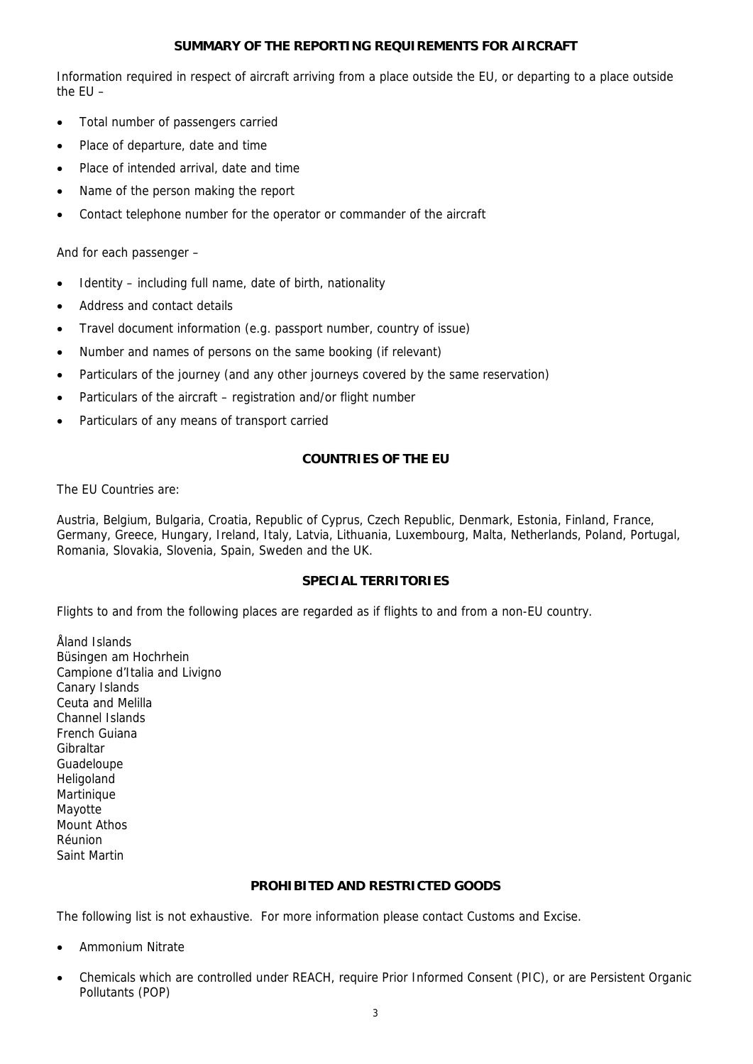## SUMMARY OF THE REPORTING REQUIREMENTS FOR AIRCRAFT

Information required in respect of aircraft arriving from a place outside the EU, or departing to a place outside the EU –

- Total number of passengers carried
- Place of departure, date and time
- Place of intended arrival, date and time
- Name of the person making the report
- Contact telephone number for the operator or commander of the aircraft

And for each passenger –

- Identity – including full name, date of birth, nationality
- Address and contact details
- Travel document information (e.g. passport number, country of issue)
- Number and names of persons on the same booking (if relevant)
- Particulars of the journey (and any other journeys covered by the same reservation)
- Particulars of the aircraft – registration and/or flight number
- Particulars of any means of transport carried

## COUNTRIES OF THE EU

The EU Countries are:

Austria, Belgium, Bulgaria, Croatia, Republic of Cyprus, Czech Republic, Denmark, Estonia, Finland, France, Germany, Greece, Hungary, Ireland, Italy, Latvia, Lithuania, Luxembourg, Malta, Netherlands, Poland, Portugal, Romania, Slovakia, Slovenia, Spain, Sweden and the UK.

## SPECIAL TERRITORIES

Flights to and from the following places are regarded as if flights to and from a non-EU country.

Åland Islands
Büsingen am Hochrhein
Campione d'Italia and Livigno
Canary Islands
Ceuta and Melilla
Channel Islands
French Guiana
Gibraltar
Guadeloupe
Heligoland
Martinique
Mayotte
Mount Athos
Réunion
Saint Martin

## PROHIBITED AND RESTRICTED GOODS

The following list is not exhaustive. For more information please contact Customs and Excise.

- Ammonium Nitrate
- Chemicals which are controlled under REACH, require Prior Informed Consent (PIC), or are Persistent Organic Pollutants (POP)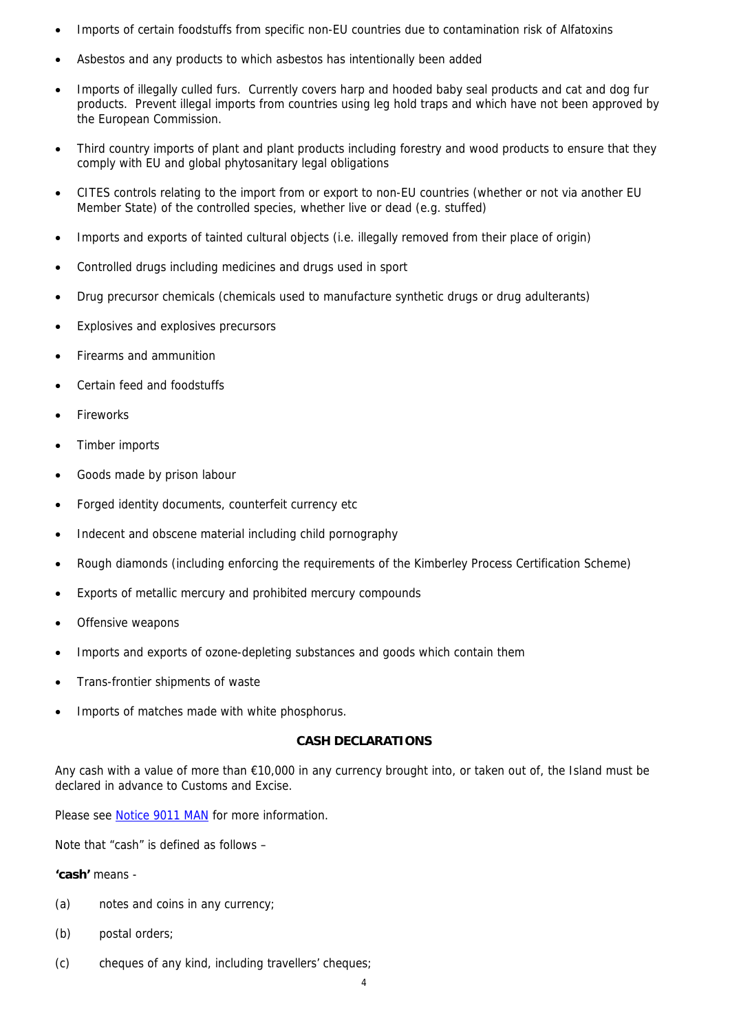- Imports of certain foodstuffs from specific non-EU countries due to contamination risk of Alfatoxins
- Asbestos and any products to which asbestos has intentionally been added
- Imports of illegally culled furs. Currently covers harp and hooded baby seal products and cat and dog fur products. Prevent illegal imports from countries using leg hold traps and which have not been approved by the European Commission.
- Third country imports of plant and plant products including forestry and wood products to ensure that they comply with EU and global phytosanitary legal obligations
- CITES controls relating to the import from or export to non-EU countries (whether or not via another EU Member State) of the controlled species, whether live or dead (e.g. stuffed)
- Imports and exports of tainted cultural objects (i.e. illegally removed from their place of origin)
- Controlled drugs including medicines and drugs used in sport
- Drug precursor chemicals (chemicals used to manufacture synthetic drugs or drug adulterants)
- Explosives and explosives precursors
- Firearms and ammunition
- Certain feed and foodstuffs
- Fireworks
- Timber imports
- Goods made by prison labour
- Forged identity documents, counterfeit currency etc
- Indecent and obscene material including child pornography
- Rough diamonds (including enforcing the requirements of the Kimberley Process Certification Scheme)
- Exports of metallic mercury and prohibited mercury compounds
- Offensive weapons
- Imports and exports of ozone-depleting substances and goods which contain them
- Trans-frontier shipments of waste
- Imports of matches made with white phosphorus.

## CASH DECLARATIONS

Any cash with a value of more than €10,000 in any currency brought into, or taken out of, the Island must be declared in advance to Customs and Excise.

Please see Notice 9011 MAN for more information.

Note that "cash" is defined as follows –

**'cash'** means -

(a) notes and coins in any currency;

(b) postal orders;

(c) cheques of any kind, including travellers' cheques;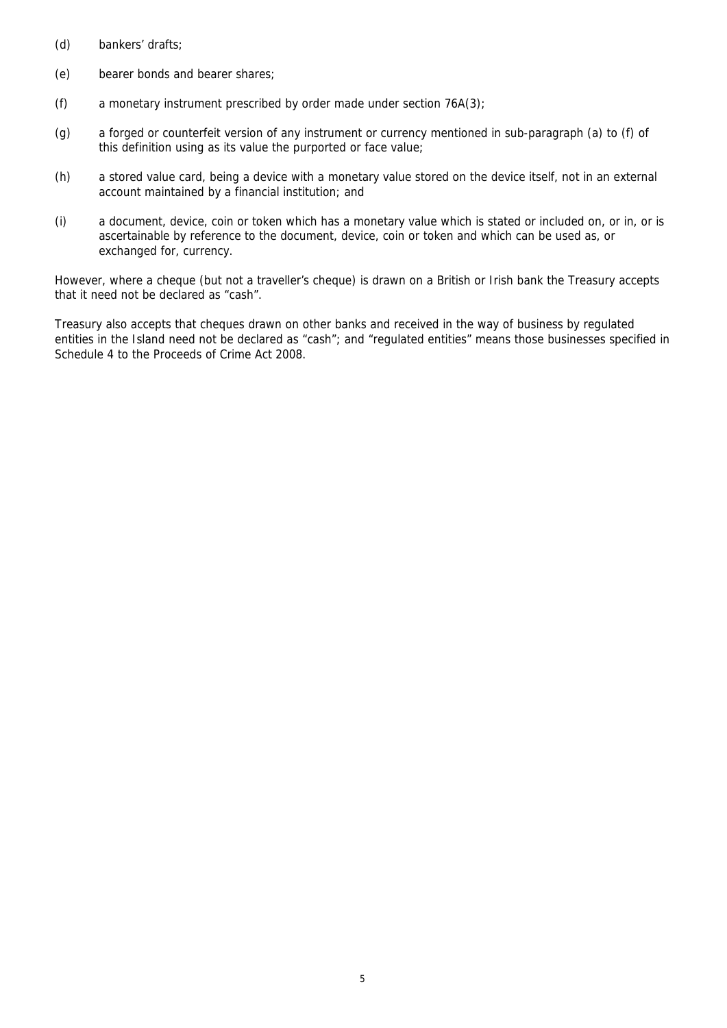(d) bankers' drafts;

(e) bearer bonds and bearer shares;

(f) a monetary instrument prescribed by order made under section 76A(3);

(g) a forged or counterfeit version of any instrument or currency mentioned in sub-paragraph (a) to (f) of this definition using as its value the purported or face value;

(h) a stored value card, being a device with a monetary value stored on the device itself, not in an external account maintained by a financial institution; and

(i) a document, device, coin or token which has a monetary value which is stated or included on, or in, or is ascertainable by reference to the document, device, coin or token and which can be used as, or exchanged for, currency.

However, where a cheque (but not a traveller's cheque) is drawn on a British or Irish bank the Treasury accepts that it need not be declared as "cash".

Treasury also accepts that cheques drawn on other banks and received in the way of business by regulated entities in the Island need not be declared as "cash"; and "regulated entities" means those businesses specified in Schedule 4 to the Proceeds of Crime Act 2008.